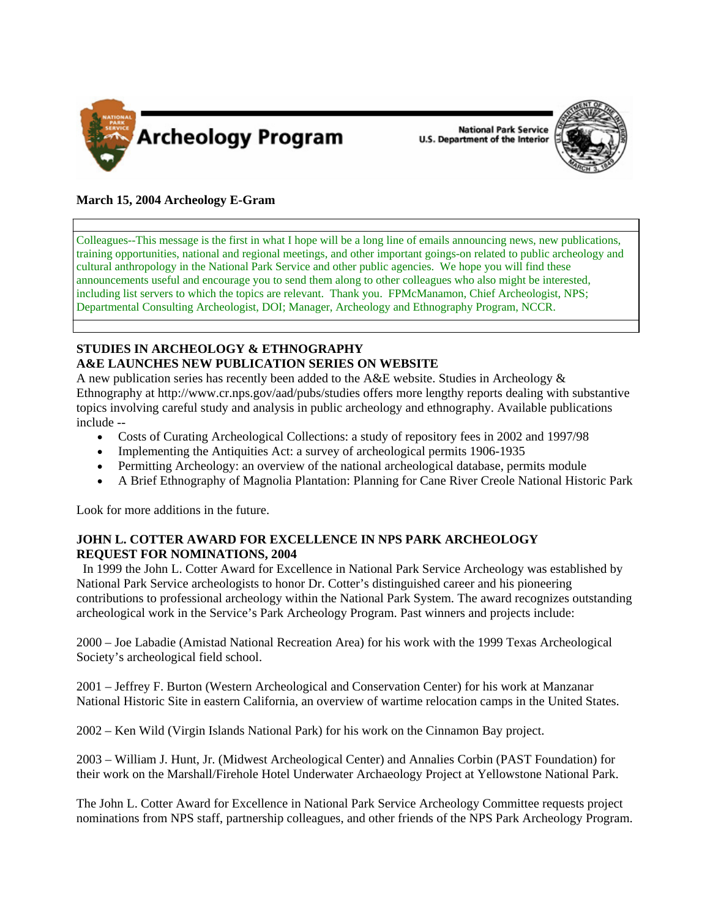Archeology Program

National Park Service
U.S. Department of the Interior

**March 15, 2004 Archeology E-Gram**

Colleagues--This message is the first in what I hope will be a long line of emails announcing news, new publications, training opportunities, national and regional meetings, and other important goings-on related to public archeology and cultural anthropology in the National Park Service and other public agencies. We hope you will find these announcements useful and encourage you to send them along to other colleagues who also might be interested, including list servers to which the topics are relevant. Thank you. FPMcManamon, Chief Archeologist, NPS; Departmental Consulting Archeologist, DOI; Manager, Archeology and Ethnography Program, NCCR.

**STUDIES IN ARCHEOLOGY & ETHNOGRAPHY**
**A&E LAUNCHES NEW PUBLICATION SERIES ON WEBSITE**

A new publication series has recently been added to the A&E website. Studies in Archeology & Ethnography at http://www.cr.nps.gov/aad/pubs/studies offers more lengthy reports dealing with substantive topics involving careful study and analysis in public archeology and ethnography. Available publications include --

- Costs of Curating Archeological Collections: a study of repository fees in 2002 and 1997/98
- Implementing the Antiquities Act: a survey of archeological permits 1906-1935
- Permitting Archeology: an overview of the national archeological database, permits module
- A Brief Ethnography of Magnolia Plantation: Planning for Cane River Creole National Historic Park

Look for more additions in the future.

**JOHN L. COTTER AWARD FOR EXCELLENCE IN NPS PARK ARCHEOLOGY**
**REQUEST FOR NOMINATIONS, 2004**

In 1999 the John L. Cotter Award for Excellence in National Park Service Archeology was established by National Park Service archeologists to honor Dr. Cotter's distinguished career and his pioneering contributions to professional archeology within the National Park System. The award recognizes outstanding archeological work in the Service's Park Archeology Program. Past winners and projects include:

2000 – Joe Labadie (Amistad National Recreation Area) for his work with the 1999 Texas Archeological Society's archeological field school.

2001 – Jeffrey F. Burton (Western Archeological and Conservation Center) for his work at Manzanar National Historic Site in eastern California, an overview of wartime relocation camps in the United States.

2002 – Ken Wild (Virgin Islands National Park) for his work on the Cinnamon Bay project.

2003 – William J. Hunt, Jr. (Midwest Archeological Center) and Annalies Corbin (PAST Foundation) for their work on the Marshall/Firehole Hotel Underwater Archaeology Project at Yellowstone National Park.

The John L. Cotter Award for Excellence in National Park Service Archeology Committee requests project nominations from NPS staff, partnership colleagues, and other friends of the NPS Park Archeology Program.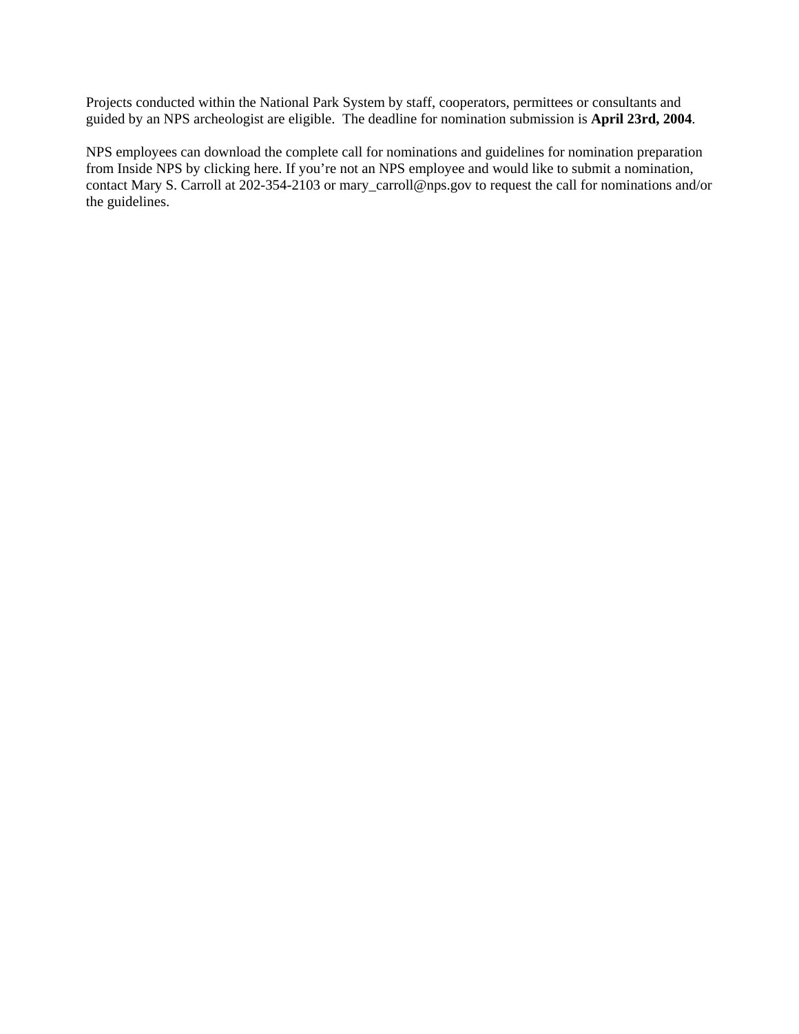Projects conducted within the National Park System by staff, cooperators, permittees or consultants and guided by an NPS archeologist are eligible. The deadline for nomination submission is **April 23rd, 2004**.

NPS employees can download the complete call for nominations and guidelines for nomination preparation from Inside NPS by clicking here. If you're not an NPS employee and would like to submit a nomination, contact Mary S. Carroll at 202-354-2103 or mary_carroll@nps.gov to request the call for nominations and/or the guidelines.